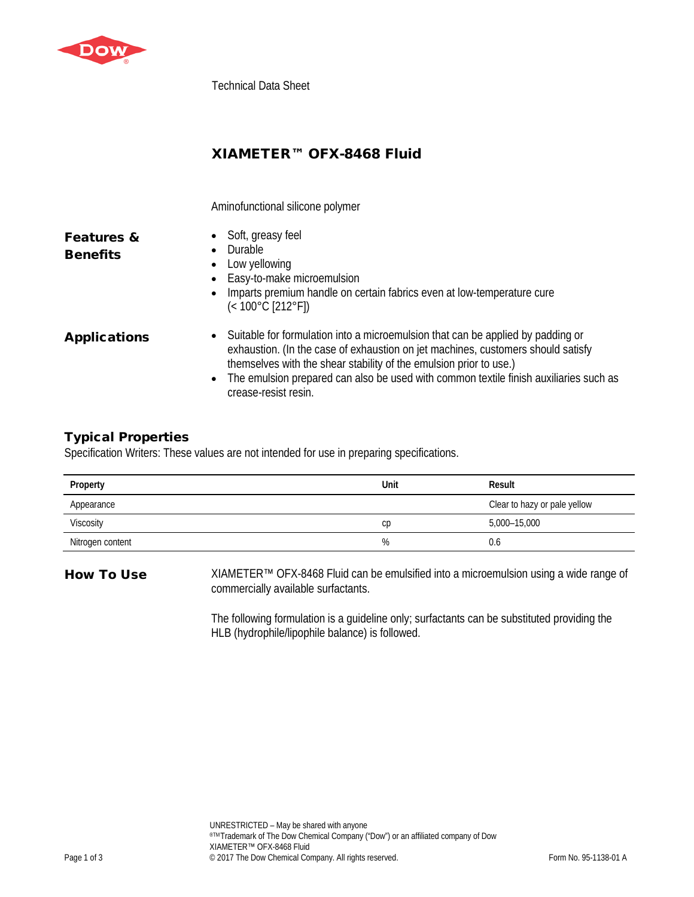Technical Data Sheet

# XIAMETER™ OFX-8468 Fluid

Aminofunctional silicone polymer

## Features & Benefits

- Soft, greasy feel
- Durable
- Low yellowing
- Easy-to-make microemulsion
- Imparts premium handle on certain fabrics even at low-temperature cure (< 100°C [212°F])

## Applications

- Suitable for formulation into a microemulsion that can be applied by padding or exhaustion. (In the case of exhaustion on jet machines, customers should satisfy themselves with the shear stability of the emulsion prior to use.)
- The emulsion prepared can also be used with common textile finish auxiliaries such as crease-resist resin.

## Typical Properties

Specification Writers: These values are not intended for use in preparing specifications.

| Property | Unit | Result |
|---|---|---|
| Appearance | | Clear to hazy or pale yellow |
| Viscosity | cp | 5,000–15,000 |
| Nitrogen content | % | 0.6 |

## How To Use

XIAMETER™ OFX-8468 Fluid can be emulsified into a microemulsion using a wide range of commercially available surfactants.

The following formulation is a guideline only; surfactants can be substituted providing the HLB (hydrophile/lipophile balance) is followed.

UNRESTRICTED – May be shared with anyone
®™Trademark of The Dow Chemical Company ("Dow") or an affiliated company of Dow
XIAMETER™ OFX-8468 Fluid
© 2017 The Dow Chemical Company. All rights reserved.

Form No. 95-1138-01 A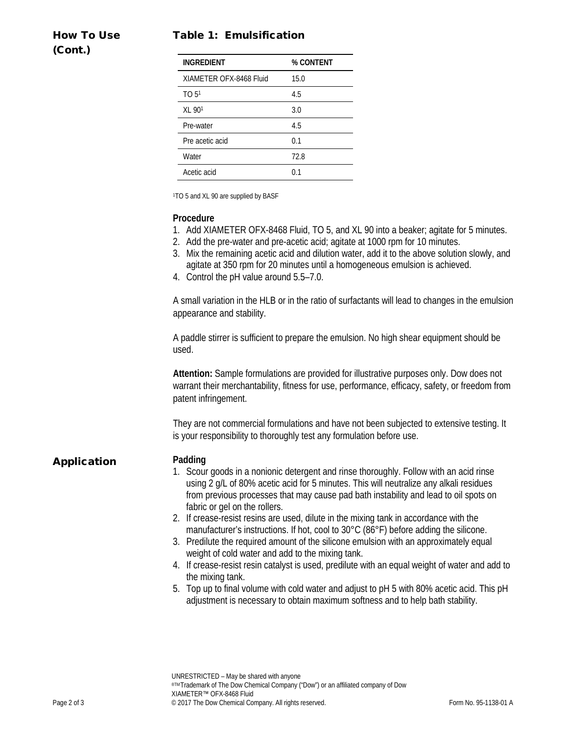## How To Use (Cont.)

### Table 1: Emulsification

| INGREDIENT | % CONTENT |
|---|---|
| XIAMETER OFX-8468 Fluid | 15.0 |
| TO 5[1] | 4.5 |
| XL 90[1] | 3.0 |
| Pre-water | 4.5 |
| Pre acetic acid | 0.1 |
| Water | 72.8 |
| Acetic acid | 0.1 |

[1]TO 5 and XL 90 are supplied by BASF

**Procedure**

1. Add XIAMETER OFX-8468 Fluid, TO 5, and XL 90 into a beaker; agitate for 5 minutes.
2. Add the pre-water and pre-acetic acid; agitate at 1000 rpm for 10 minutes.
3. Mix the remaining acetic acid and dilution water, add it to the above solution slowly, and agitate at 350 rpm for 20 minutes until a homogeneous emulsion is achieved.
4. Control the pH value around 5.5–7.0.

A small variation in the HLB or in the ratio of surfactants will lead to changes in the emulsion appearance and stability.

A paddle stirrer is sufficient to prepare the emulsion. No high shear equipment should be used.

**Attention:** Sample formulations are provided for illustrative purposes only. Dow does not warrant their merchantability, fitness for use, performance, efficacy, safety, or freedom from patent infringement.

They are not commercial formulations and have not been subjected to extensive testing. It is your responsibility to thoroughly test any formulation before use.

## Application

**Padding**

1. Scour goods in a nonionic detergent and rinse thoroughly. Follow with an acid rinse using 2 g/L of 80% acetic acid for 5 minutes. This will neutralize any alkali residues from previous processes that may cause pad bath instability and lead to oil spots on fabric or gel on the rollers.
2. If crease-resist resins are used, dilute in the mixing tank in accordance with the manufacturer's instructions. If hot, cool to 30°C (86°F) before adding the silicone.
3. Predilute the required amount of the silicone emulsion with an approximately equal weight of cold water and add to the mixing tank.
4. If crease-resist resin catalyst is used, predilute with an equal weight of water and add to the mixing tank.
5. Top up to final volume with cold water and adjust to pH 5 with 80% acetic acid. This pH adjustment is necessary to obtain maximum softness and to help bath stability.

UNRESTRICTED – May be shared with anyone
®™Trademark of The Dow Chemical Company ("Dow") or an affiliated company of Dow
XIAMETER™ OFX-8468 Fluid
© 2017 The Dow Chemical Company. All rights reserved. Form No. 95-1138-01 A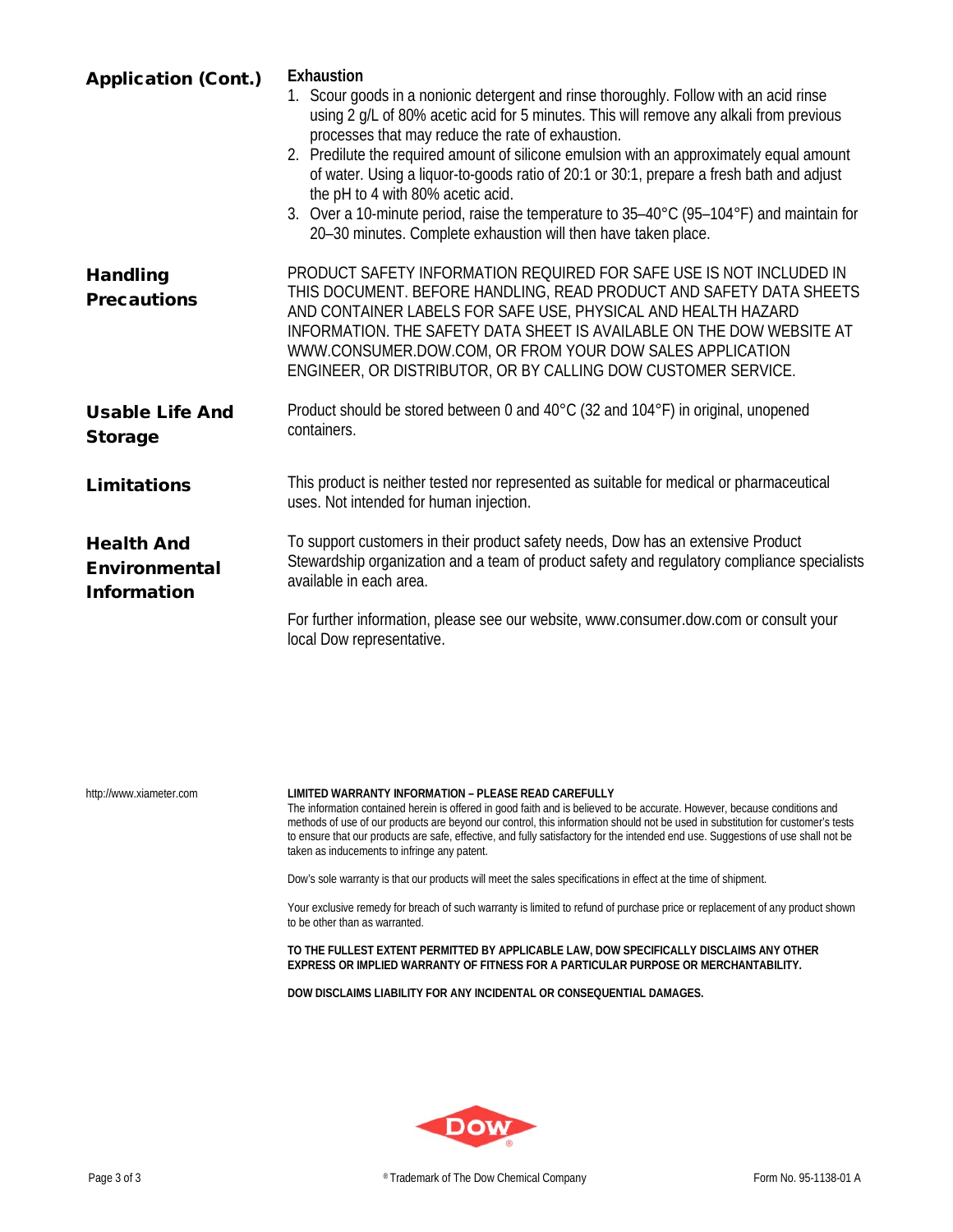## Application (Cont.)

**Exhaustion**

1. Scour goods in a nonionic detergent and rinse thoroughly. Follow with an acid rinse using 2 g/L of 80% acetic acid for 5 minutes. This will remove any alkali from previous processes that may reduce the rate of exhaustion.
2. Predilute the required amount of silicone emulsion with an approximately equal amount of water. Using a liquor-to-goods ratio of 20:1 or 30:1, prepare a fresh bath and adjust the pH to 4 with 80% acetic acid.
3. Over a 10-minute period, raise the temperature to 35–40°C (95–104°F) and maintain for 20–30 minutes. Complete exhaustion will then have taken place.

## Handling Precautions

PRODUCT SAFETY INFORMATION REQUIRED FOR SAFE USE IS NOT INCLUDED IN THIS DOCUMENT. BEFORE HANDLING, READ PRODUCT AND SAFETY DATA SHEETS AND CONTAINER LABELS FOR SAFE USE, PHYSICAL AND HEALTH HAZARD INFORMATION. THE SAFETY DATA SHEET IS AVAILABLE ON THE DOW WEBSITE AT WWW.CONSUMER.DOW.COM, OR FROM YOUR DOW SALES APPLICATION ENGINEER, OR DISTRIBUTOR, OR BY CALLING DOW CUSTOMER SERVICE.

## Usable Life And Storage

Product should be stored between 0 and 40°C (32 and 104°F) in original, unopened containers.

## Limitations

This product is neither tested nor represented as suitable for medical or pharmaceutical uses. Not intended for human injection.

## Health And Environmental Information

To support customers in their product safety needs, Dow has an extensive Product Stewardship organization and a team of product safety and regulatory compliance specialists available in each area.

For further information, please see our website, www.consumer.dow.com or consult your local Dow representative.

http://www.xiameter.com

**LIMITED WARRANTY INFORMATION – PLEASE READ CAREFULLY**

The information contained herein is offered in good faith and is believed to be accurate. However, because conditions and methods of use of our products are beyond our control, this information should not be used in substitution for customer's tests to ensure that our products are safe, effective, and fully satisfactory for the intended end use. Suggestions of use shall not be taken as inducements to infringe any patent.

Dow's sole warranty is that our products will meet the sales specifications in effect at the time of shipment.

Your exclusive remedy for breach of such warranty is limited to refund of purchase price or replacement of any product shown to be other than as warranted.

**TO THE FULLEST EXTENT PERMITTED BY APPLICABLE LAW, DOW SPECIFICALLY DISCLAIMS ANY OTHER EXPRESS OR IMPLIED WARRANTY OF FITNESS FOR A PARTICULAR PURPOSE OR MERCHANTABILITY.**

**DOW DISCLAIMS LIABILITY FOR ANY INCIDENTAL OR CONSEQUENTIAL DAMAGES.**

® Trademark of The Dow Chemical Company

Form No. 95-1138-01 A